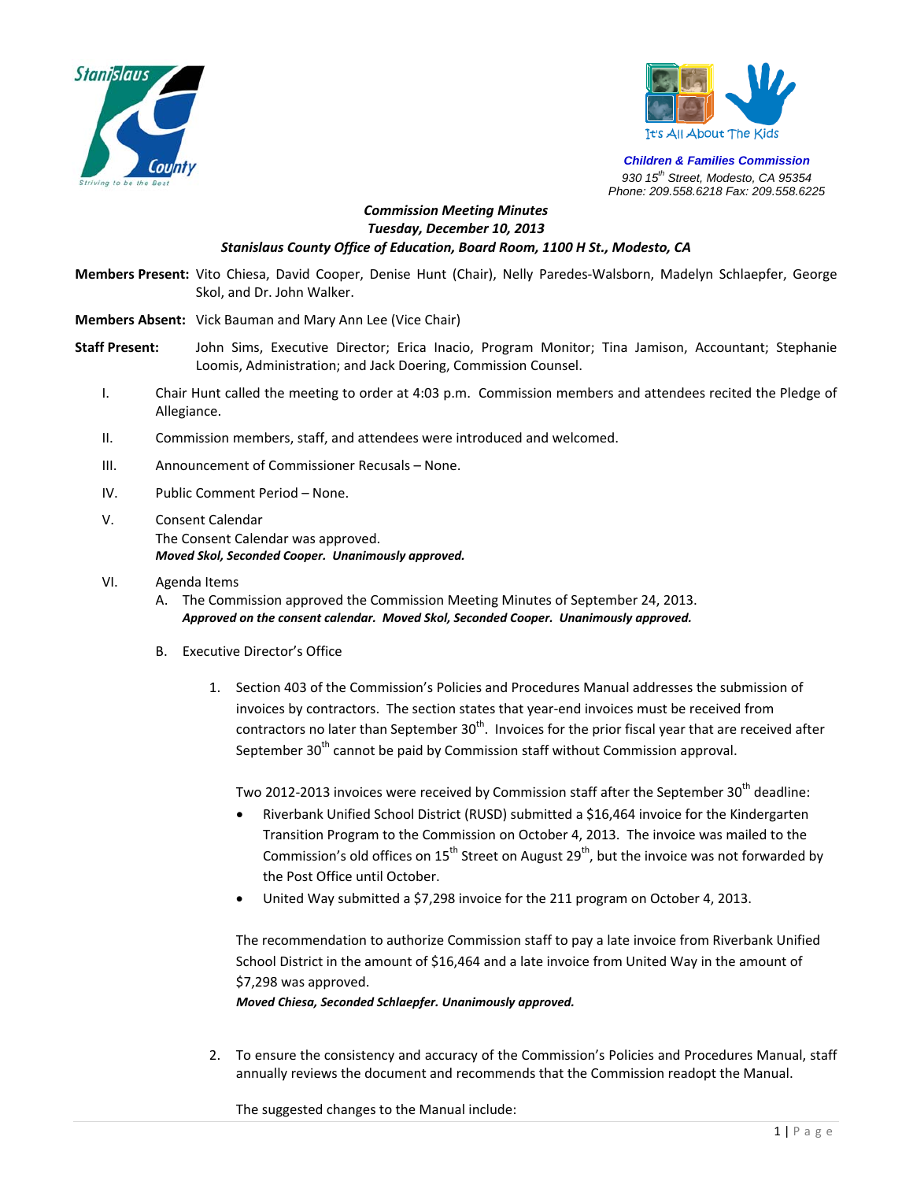**Children & Families Commission**
*930 15th Street, Modesto, CA 95354*
*Phone: 209.558.6218 Fax: 209.558.6225*

***Commission Meeting Minutes***
***Tuesday, December 10, 2013***
***Stanislaus County Office of Education, Board Room, 1100 H St., Modesto, CA***

**Members Present:** Vito Chiesa, David Cooper, Denise Hunt (Chair), Nelly Paredes-Walsborn, Madelyn Schlaepfer, George Skol, and Dr. John Walker.

**Members Absent:** Vick Bauman and Mary Ann Lee (Vice Chair)

**Staff Present:** John Sims, Executive Director; Erica Inacio, Program Monitor; Tina Jamison, Accountant; Stephanie Loomis, Administration; and Jack Doering, Commission Counsel.

I. Chair Hunt called the meeting to order at 4:03 p.m. Commission members and attendees recited the Pledge of Allegiance.

II. Commission members, staff, and attendees were introduced and welcomed.

III. Announcement of Commissioner Recusals – None.

IV. Public Comment Period – None.

V. Consent Calendar
The Consent Calendar was approved.
***Moved Skol, Seconded Cooper. Unanimously approved.***

VI. Agenda Items

A. The Commission approved the Commission Meeting Minutes of September 24, 2013.
***Approved on the consent calendar. Moved Skol, Seconded Cooper. Unanimously approved.***

B. Executive Director's Office

1. Section 403 of the Commission's Policies and Procedures Manual addresses the submission of invoices by contractors. The section states that year-end invoices must be received from contractors no later than September 30th. Invoices for the prior fiscal year that are received after September 30th cannot be paid by Commission staff without Commission approval.

   Two 2012-2013 invoices were received by Commission staff after the September 30th deadline:

   - Riverbank Unified School District (RUSD) submitted a $16,464 invoice for the Kindergarten Transition Program to the Commission on October 4, 2013. The invoice was mailed to the Commission's old offices on 15th Street on August 29th, but the invoice was not forwarded by the Post Office until October.
   - United Way submitted a $7,298 invoice for the 211 program on October 4, 2013.

   The recommendation to authorize Commission staff to pay a late invoice from Riverbank Unified School District in the amount of $16,464 and a late invoice from United Way in the amount of $7,298 was approved.
   ***Moved Chiesa, Seconded Schlaepfer. Unanimously approved.***

2. To ensure the consistency and accuracy of the Commission's Policies and Procedures Manual, staff annually reviews the document and recommends that the Commission readopt the Manual.

   The suggested changes to the Manual include: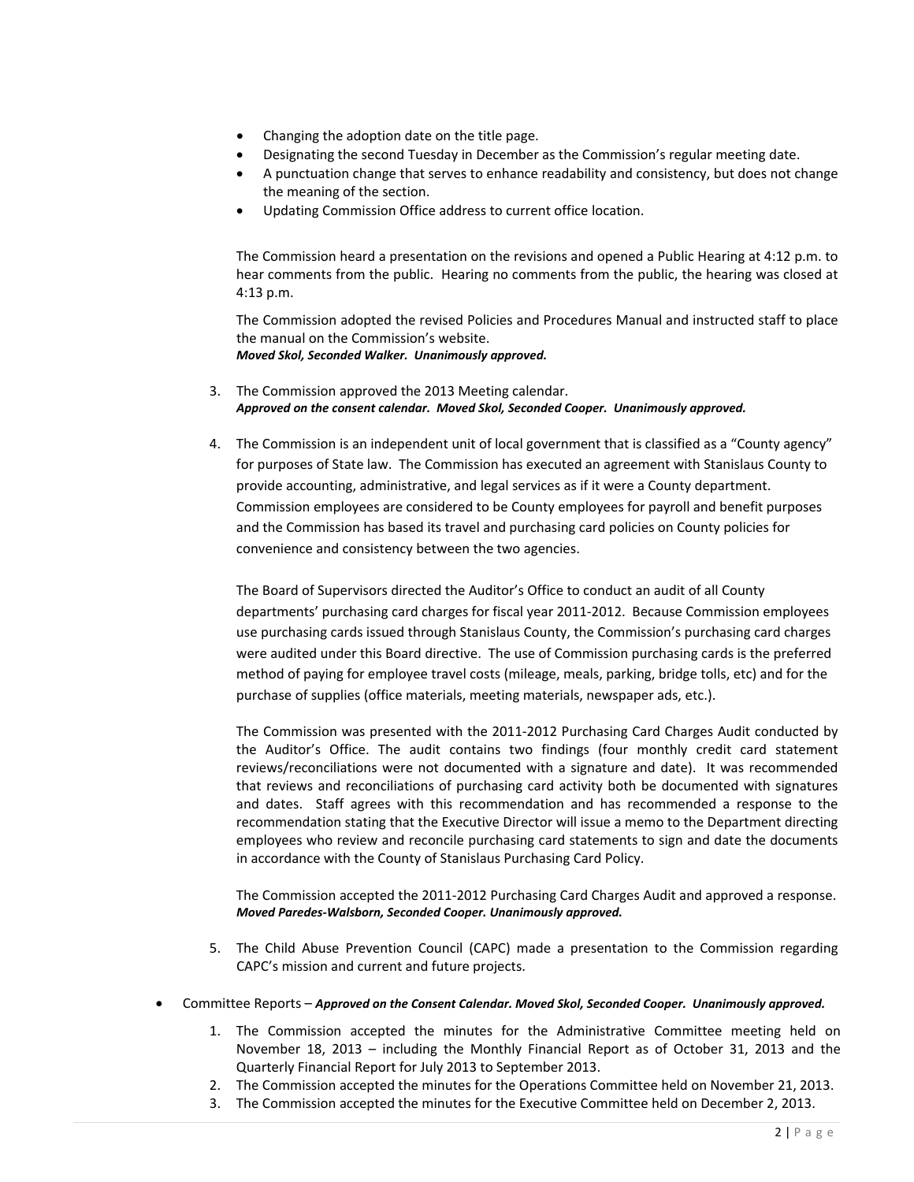- Changing the adoption date on the title page.
- Designating the second Tuesday in December as the Commission's regular meeting date.
- A punctuation change that serves to enhance readability and consistency, but does not change the meaning of the section.
- Updating Commission Office address to current office location.

The Commission heard a presentation on the revisions and opened a Public Hearing at 4:12 p.m. to hear comments from the public. Hearing no comments from the public, the hearing was closed at 4:13 p.m.

The Commission adopted the revised Policies and Procedures Manual and instructed staff to place the manual on the Commission's website.
***Moved Skol, Seconded Walker. Unanimously approved.***

3. The Commission approved the 2013 Meeting calendar.
***Approved on the consent calendar. Moved Skol, Seconded Cooper. Unanimously approved.***

4. The Commission is an independent unit of local government that is classified as a "County agency" for purposes of State law. The Commission has executed an agreement with Stanislaus County to provide accounting, administrative, and legal services as if it were a County department. Commission employees are considered to be County employees for payroll and benefit purposes and the Commission has based its travel and purchasing card policies on County policies for convenience and consistency between the two agencies.

   The Board of Supervisors directed the Auditor's Office to conduct an audit of all County departments' purchasing card charges for fiscal year 2011-2012. Because Commission employees use purchasing cards issued through Stanislaus County, the Commission's purchasing card charges were audited under this Board directive. The use of Commission purchasing cards is the preferred method of paying for employee travel costs (mileage, meals, parking, bridge tolls, etc) and for the purchase of supplies (office materials, meeting materials, newspaper ads, etc.).

   The Commission was presented with the 2011-2012 Purchasing Card Charges Audit conducted by the Auditor's Office. The audit contains two findings (four monthly credit card statement reviews/reconciliations were not documented with a signature and date). It was recommended that reviews and reconciliations of purchasing card activity both be documented with signatures and dates. Staff agrees with this recommendation and has recommended a response to the recommendation stating that the Executive Director will issue a memo to the Department directing employees who review and reconcile purchasing card statements to sign and date the documents in accordance with the County of Stanislaus Purchasing Card Policy.

   The Commission accepted the 2011-2012 Purchasing Card Charges Audit and approved a response.
   ***Moved Paredes-Walsborn, Seconded Cooper. Unanimously approved.***

5. The Child Abuse Prevention Council (CAPC) made a presentation to the Commission regarding CAPC's mission and current and future projects.

- Committee Reports – ***Approved on the Consent Calendar. Moved Skol, Seconded Cooper. Unanimously approved.***

  1. The Commission accepted the minutes for the Administrative Committee meeting held on November 18, 2013 – including the Monthly Financial Report as of October 31, 2013 and the Quarterly Financial Report for July 2013 to September 2013.
  2. The Commission accepted the minutes for the Operations Committee held on November 21, 2013.
  3. The Commission accepted the minutes for the Executive Committee held on December 2, 2013.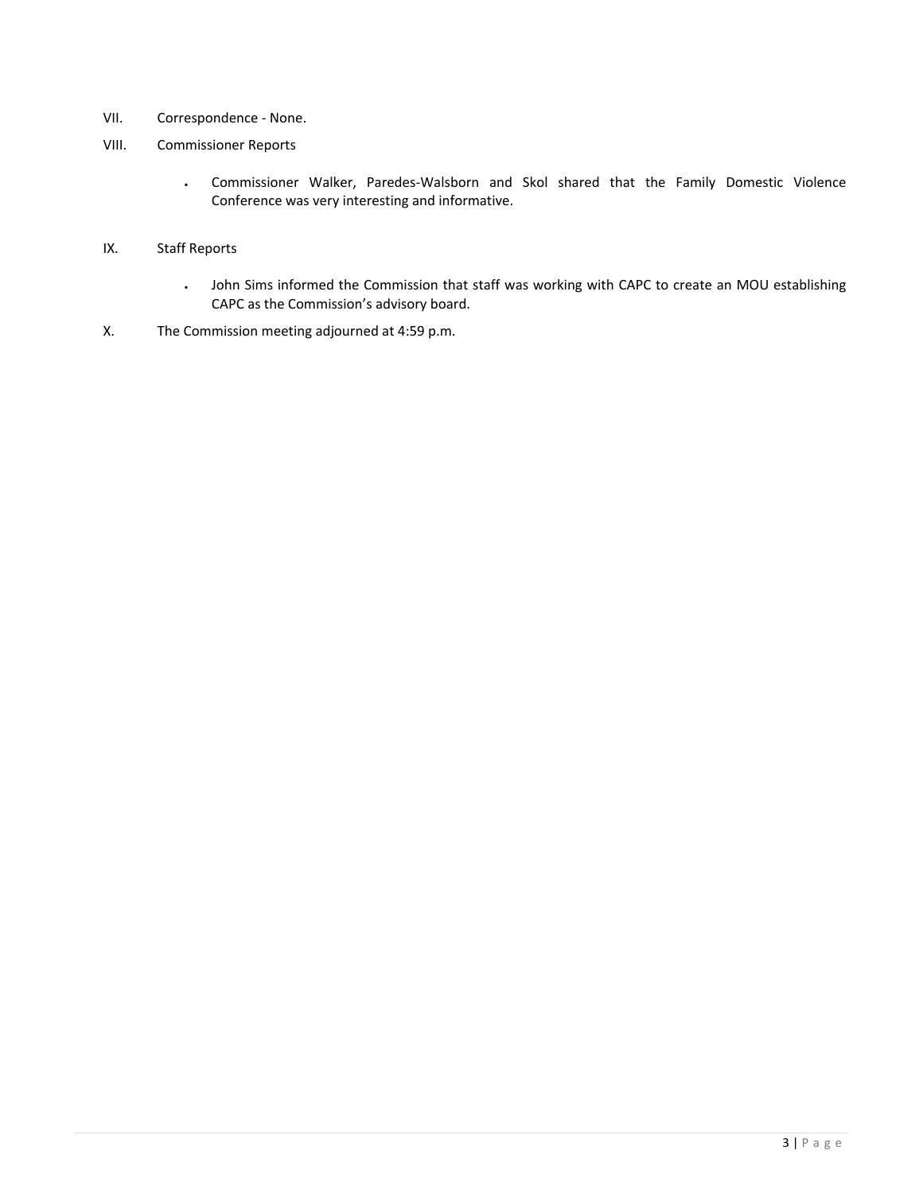VII. Correspondence - None.

VIII. Commissioner Reports

- Commissioner Walker, Paredes-Walsborn and Skol shared that the Family Domestic Violence Conference was very interesting and informative.

IX. Staff Reports

- John Sims informed the Commission that staff was working with CAPC to create an MOU establishing CAPC as the Commission's advisory board.

X. The Commission meeting adjourned at 4:59 p.m.